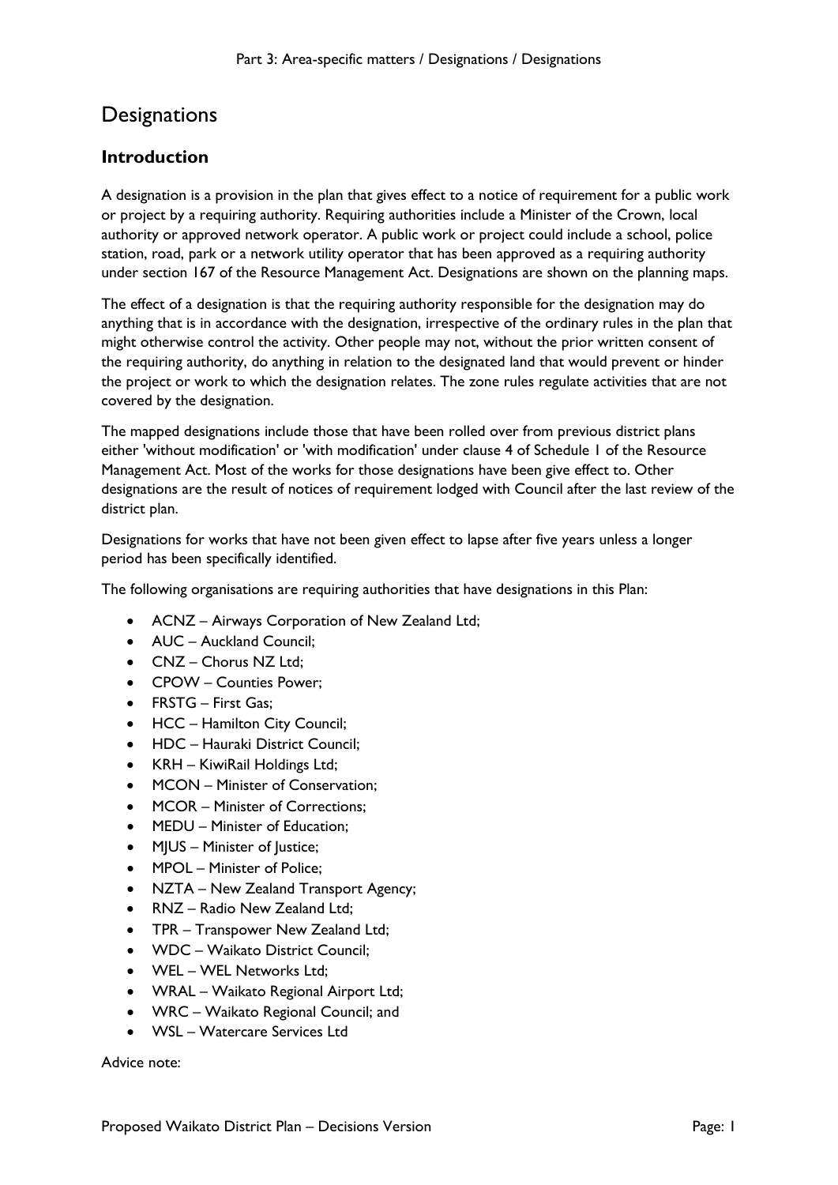# Designations

## Introduction

A designation is a provision in the plan that gives effect to a notice of requirement for a public work or project by a requiring authority. Requiring authorities include a Minister of the Crown, local authority or approved network operator. A public work or project could include a school, police station, road, park or a network utility operator that has been approved as a requiring authority under section 167 of the Resource Management Act. Designations are shown on the planning maps.

The effect of a designation is that the requiring authority responsible for the designation may do anything that is in accordance with the designation, irrespective of the ordinary rules in the plan that might otherwise control the activity. Other people may not, without the prior written consent of the requiring authority, do anything in relation to the designated land that would prevent or hinder the project or work to which the designation relates. The zone rules regulate activities that are not covered by the designation.

The mapped designations include those that have been rolled over from previous district plans either 'without modification' or 'with modification' under clause 4 of Schedule 1 of the Resource Management Act. Most of the works for those designations have been give effect to. Other designations are the result of notices of requirement lodged with Council after the last review of the district plan.

Designations for works that have not been given effect to lapse after five years unless a longer period has been specifically identified.

The following organisations are requiring authorities that have designations in this Plan:

- ACNZ – Airways Corporation of New Zealand Ltd;
- AUC – Auckland Council;
- CNZ – Chorus NZ Ltd;
- CPOW – Counties Power;
- FRSTG – First Gas;
- HCC – Hamilton City Council;
- HDC – Hauraki District Council;
- KRH – KiwiRail Holdings Ltd;
- MCON – Minister of Conservation;
- MCOR – Minister of Corrections;
- MEDU – Minister of Education;
- MJUS – Minister of Justice;
- MPOL – Minister of Police;
- NZTA – New Zealand Transport Agency;
- RNZ – Radio New Zealand Ltd;
- TPR – Transpower New Zealand Ltd;
- WDC – Waikato District Council;
- WEL – WEL Networks Ltd;
- WRAL – Waikato Regional Airport Ltd;
- WRC – Waikato Regional Council; and
- WSL – Watercare Services Ltd

Advice note: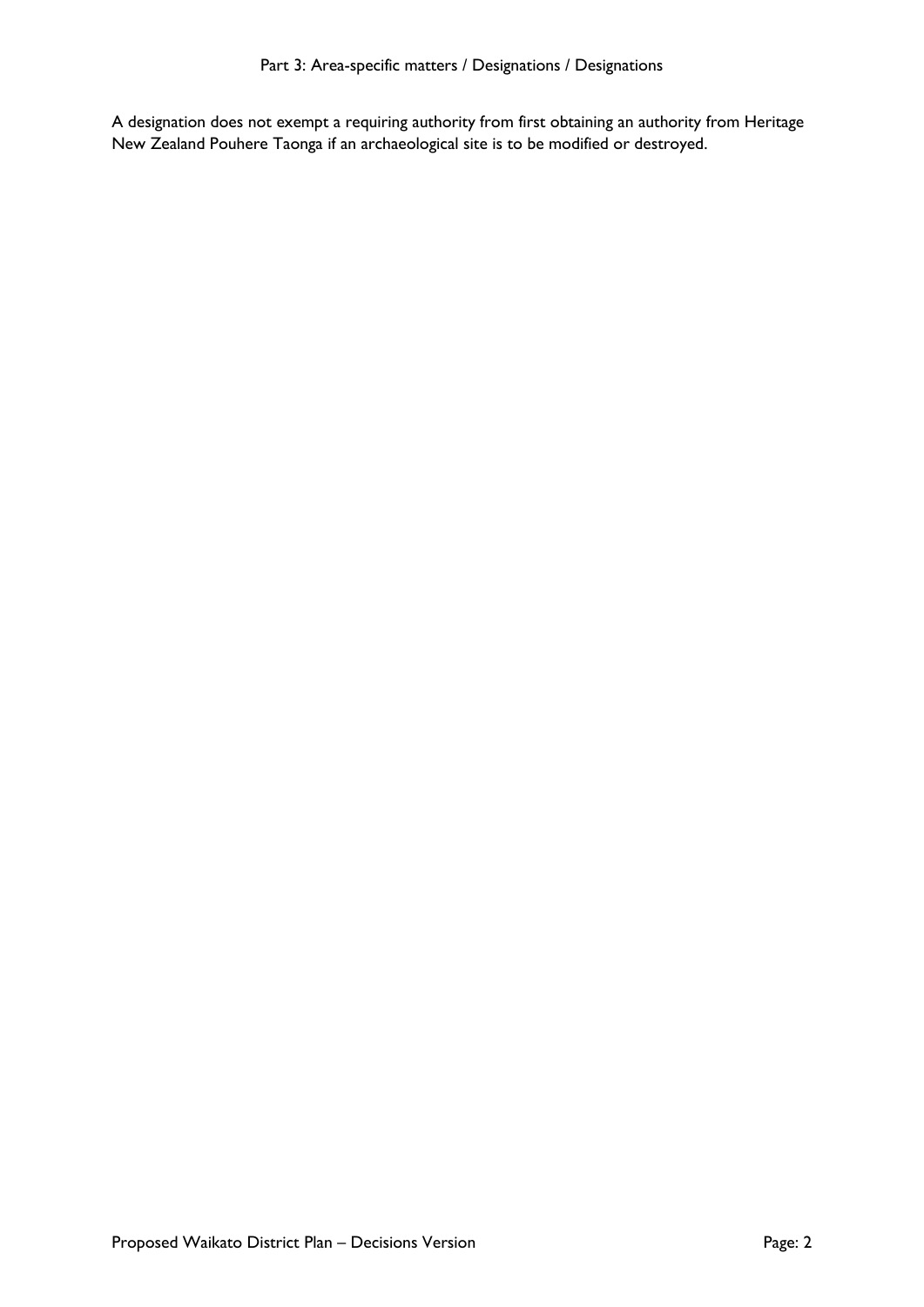A designation does not exempt a requiring authority from first obtaining an authority from Heritage New Zealand Pouhere Taonga if an archaeological site is to be modified or destroyed.